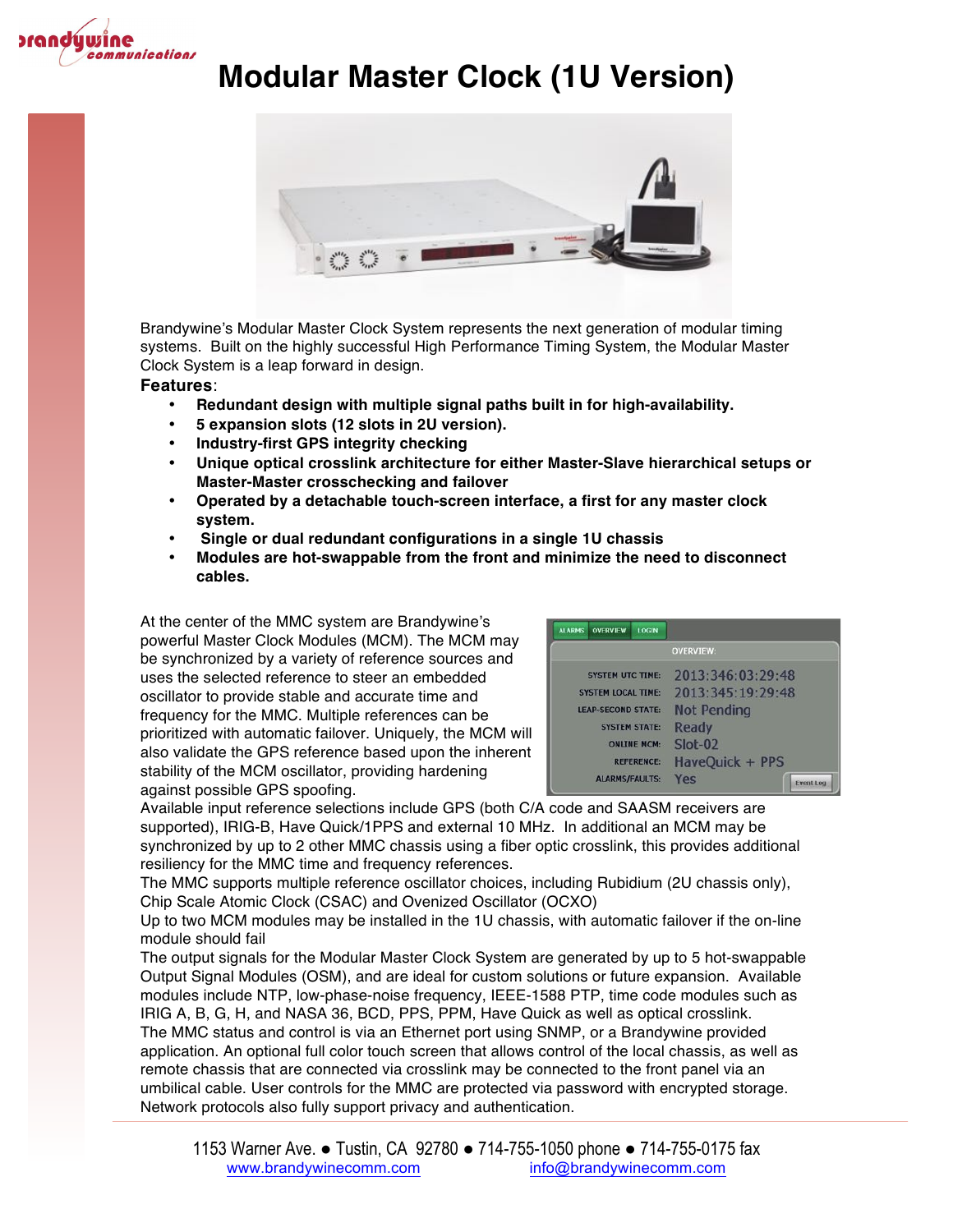# Modular Master Clock (1U Version)

Brandywine's Modular Master Clock System represents the next generation of modular timing systems. Built on the highly successful High Performance Timing System, the Modular Master Clock System is a leap forward in design.

**Features**:

- **Redundant design with multiple signal paths built in for high-availability.**
- **5 expansion slots (12 slots in 2U version).**
- **Industry-first GPS integrity checking**
- **Unique optical crosslink architecture for either Master-Slave hierarchical setups or Master-Master crosschecking and failover**
- **Operated by a detachable touch-screen interface, a first for any master clock system.**
- **Single or dual redundant configurations in a single 1U chassis**
- **Modules are hot-swappable from the front and minimize the need to disconnect cables.**

At the center of the MMC system are Brandywine's powerful Master Clock Modules (MCM). The MCM may be synchronized by a variety of reference sources and uses the selected reference to steer an embedded oscillator to provide stable and accurate time and frequency for the MMC. Multiple references can be prioritized with automatic failover. Uniquely, the MCM will also validate the GPS reference based upon the inherent stability of the MCM oscillator, providing hardening against possible GPS spoofing.

| ALARMS | OVERVIEW | LOGIN |
| --- | --- | --- |

OVERVIEW:

| | |
| --- | --- |
| SYSTEM UTC TIME: | 2013:346:03:29:48 |
| SYSTEM LOCAL TIME: | 2013:345:19:29:48 |
| LEAP-SECOND STATE: | Not Pending |
| SYSTEM STATE: | Ready |
| ONLINE MCM: | Slot-02 |
| REFERENCE: | HaveQuick + PPS |
| ALARMS/FAULTS: | Yes |

Event Log

Available input reference selections include GPS (both C/A code and SAASM receivers are supported), IRIG-B, Have Quick/1PPS and external 10 MHz. In additional an MCM may be synchronized by up to 2 other MMC chassis using a fiber optic crosslink, this provides additional resiliency for the MMC time and frequency references.

The MMC supports multiple reference oscillator choices, including Rubidium (2U chassis only), Chip Scale Atomic Clock (CSAC) and Ovenized Oscillator (OCXO)

Up to two MCM modules may be installed in the 1U chassis, with automatic failover if the on-line module should fail

The output signals for the Modular Master Clock System are generated by up to 5 hot-swappable Output Signal Modules (OSM), and are ideal for custom solutions or future expansion. Available modules include NTP, low-phase-noise frequency, IEEE-1588 PTP, time code modules such as IRIG A, B, G, H, and NASA 36, BCD, PPS, PPM, Have Quick as well as optical crosslink.

The MMC status and control is via an Ethernet port using SNMP, or a Brandywine provided application. An optional full color touch screen that allows control of the local chassis, as well as remote chassis that are connected via crosslink may be connected to the front panel via an umbilical cable. User controls for the MMC are protected via password with encrypted storage. Network protocols also fully support privacy and authentication.

1153 Warner Ave. ● Tustin, CA 92780 ● 714-755-1050 phone ● 714-755-0175 fax
www.brandywinecomm.com info@brandywinecomm.com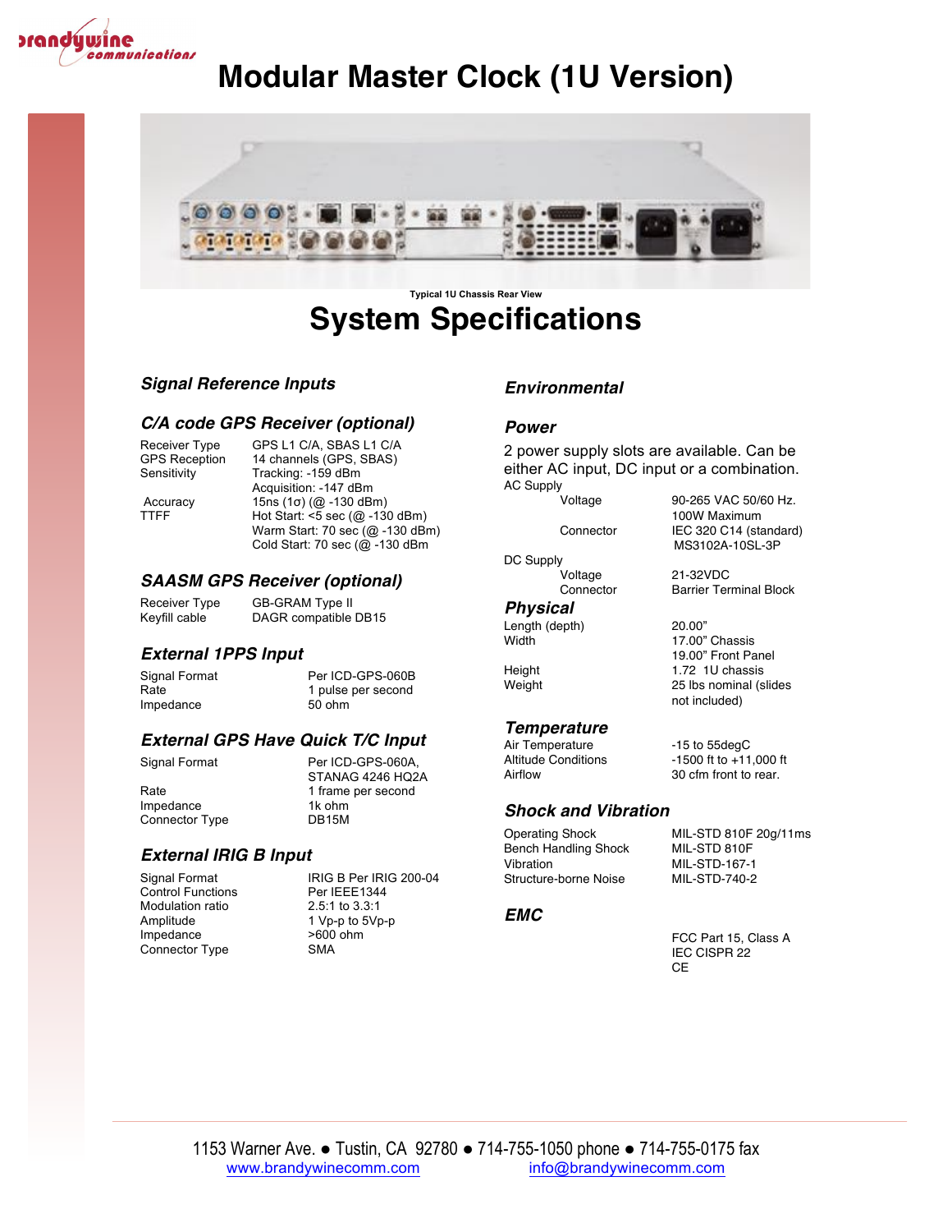# Modular Master Clock (1U Version)

Typical 1U Chassis Rear View

## System Specifications

### Signal Reference Inputs

#### C/A code GPS Receiver (optional)

| | |
|---|---|
| Receiver Type | GPS L1 C/A, SBAS L1 C/A |
| GPS Reception | 14 channels (GPS, SBAS) |
| Sensitivity | Tracking: -159 dBm<br>Acquisition: -147 dBm |
| Accuracy | 15ns (1σ) (@ -130 dBm) |
| TTFF | Hot Start: <5 sec (@ -130 dBm)<br>Warm Start: 70 sec (@ -130 dBm)<br>Cold Start: 70 sec (@ -130 dBm |

#### SAASM GPS Receiver (optional)

| | |
|---|---|
| Receiver Type | GB-GRAM Type II |
| Keyfill cable | DAGR compatible DB15 |

#### External 1PPS Input

| | |
|---|---|
| Signal Format | Per ICD-GPS-060B |
| Rate | 1 pulse per second |
| Impedance | 50 ohm |

#### External GPS Have Quick T/C Input

| | |
|---|---|
| Signal Format | Per ICD-GPS-060A, STANAG 4246 HQ2A |
| Rate | 1 frame per second |
| Impedance | 1k ohm |
| Connector Type | DB15M |

#### External IRIG B Input

| | |
|---|---|
| Signal Format | IRIG B Per IRIG 200-04 |
| Control Functions | Per IEEE1344 |
| Modulation ratio | 2.5:1 to 3.3:1 |
| Amplitude | 1 Vp-p to 5Vp-p |
| Impedance | >600 ohm |
| Connector Type | SMA |

### Environmental

#### Power

2 power supply slots are available. Can be either AC input, DC input or a combination.

AC Supply

| | |
|---|---|
| Voltage | 90-265 VAC 50/60 Hz.<br>100W Maximum |
| Connector | IEC 320 C14 (standard)<br>MS3102A-10SL-3P |

DC Supply

| | |
|---|---|
| Voltage | 21-32VDC |
| Connector | Barrier Terminal Block |

#### Physical

| | |
|---|---|
| Length (depth) | 20.00” |
| Width | 17.00” Chassis<br>19.00” Front Panel |
| Height | 1.72 1U chassis |
| Weight | 25 lbs nominal (slides not included) |

#### Temperature

| | |
|---|---|
| Air Temperature | -15 to 55degC |
| Altitude Conditions | -1500 ft to +11,000 ft |
| Airflow | 30 cfm front to rear. |

#### Shock and Vibration

| | |
|---|---|
| Operating Shock | MIL-STD 810F 20g/11ms |
| Bench Handling Shock | MIL-STD 810F |
| Vibration | MIL-STD-167-1 |
| Structure-borne Noise | MIL-STD-740-2 |

#### EMC

FCC Part 15, Class A
IEC CISPR 22
CE

1153 Warner Ave. ● Tustin, CA 92780 ● 714-755-1050 phone ● 714-755-0175 fax
www.brandywinecomm.com info@brandywinecomm.com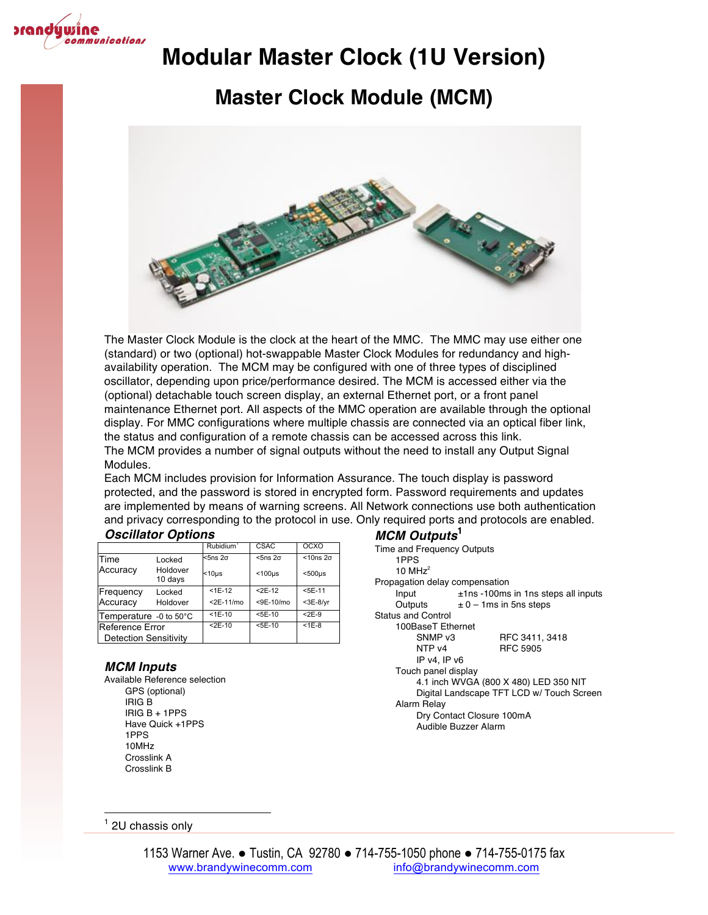# Modular Master Clock (1U Version)

## Master Clock Module (MCM)

The Master Clock Module is the clock at the heart of the MMC. The MMC may use either one (standard) or two (optional) hot-swappable Master Clock Modules for redundancy and high-availability operation. The MCM may be configured with one of three types of disciplined oscillator, depending upon price/performance desired. The MCM is accessed either via the (optional) detachable touch screen display, an external Ethernet port, or a front panel maintenance Ethernet port. All aspects of the MMC operation are available through the optional display. For MMC configurations where multiple chassis are connected via an optical fiber link, the status and configuration of a remote chassis can be accessed across this link.
The MCM provides a number of signal outputs without the need to install any Output Signal Modules.
Each MCM includes provision for Information Assurance. The touch display is password protected, and the password is stored in encrypted form. Password requirements and updates are implemented by means of warning screens. All Network connections use both authentication and privacy corresponding to the protocol in use. Only required ports and protocols are enabled.

### *Oscillator Options*

| | | Rubidium[1] | CSAC | OCXO |
|---|---|---|---|---|
| Time Accuracy | Locked | <5ns 2σ | <5ns 2σ | <10ns 2σ |
| | Holdover 10 days | <10µs | <100µs | <500µs |
| Frequency Accuracy | Locked | <1E-12 | <2E-12 | <5E-11 |
| | Holdover | <2E-11/mo | <9E-10/mo | <3E-8/yr |
| Temperature -0 to 50°C | | <1E-10 | <5E-10 | <2E-9 |
| Reference Error Detection Sensitivity | | <2E-10 | <5E-10 | <1E-8 |

### *MCM Inputs*

Available Reference selection
- GPS (optional)
- IRIG B
- IRIG B + 1PPS
- Have Quick +1PPS
- 1PPS
- 10MHz
- Crosslink A
- Crosslink B

### *MCM Outputs*[1]

Time and Frequency Outputs
- 1PPS
- 10 MHz[2]

Propagation delay compensation
- Input: ±1ns -100ms in 1ns steps all inputs
- Outputs: ± 0 – 1ms in 5ns steps

Status and Control
- 100BaseT Ethernet
  - SNMP v3 — RFC 3411, 3418
  - NTP v4 — RFC 5905
  - IP v4, IP v6
- Touch panel display
  - 4.1 inch WVGA (800 X 480) LED 350 NIT
  - Digital Landscape TFT LCD w/ Touch Screen
- Alarm Relay
  - Dry Contact Closure 100mA
  - Audible Buzzer Alarm

[1] 2U chassis only

1153 Warner Ave. ● Tustin, CA 92780 ● 714-755-1050 phone ● 714-755-0175 fax
www.brandywinecomm.com info@brandywinecomm.com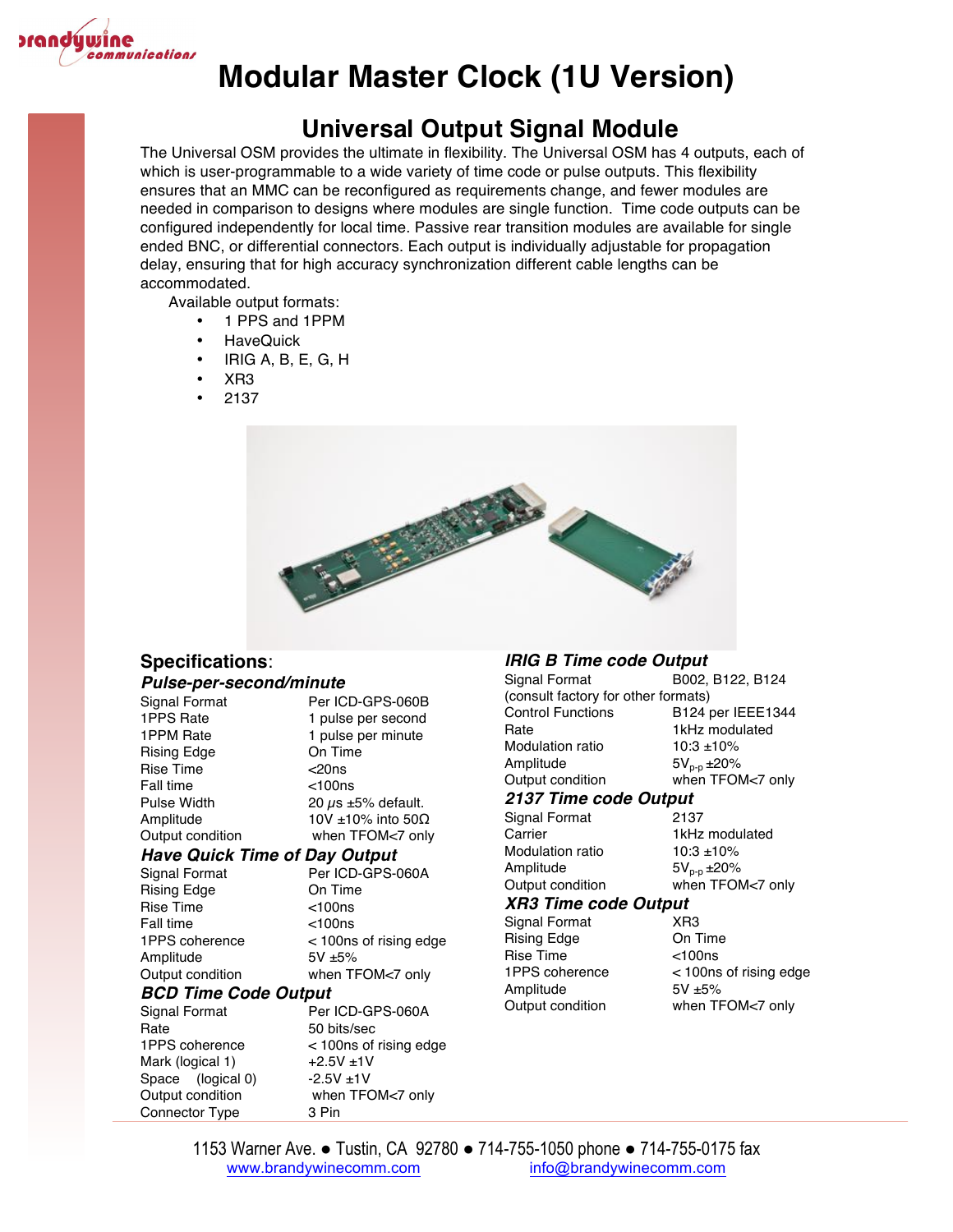# Modular Master Clock (1U Version)

## Universal Output Signal Module

The Universal OSM provides the ultimate in flexibility. The Universal OSM has 4 outputs, each of which is user-programmable to a wide variety of time code or pulse outputs. This flexibility ensures that an MMC can be reconfigured as requirements change, and fewer modules are needed in comparison to designs where modules are single function. Time code outputs can be configured independently for local time. Passive rear transition modules are available for single ended BNC, or differential connectors. Each output is individually adjustable for propagation delay, ensuring that for high accuracy synchronization different cable lengths can be accommodated.

Available output formats:

- 1 PPS and 1PPM
- HaveQuick
- IRIG A, B, E, G, H
- XR3
- 2137

### Specifications:

#### *Pulse-per-second/minute*

| | |
|---|---|
| Signal Format | Per ICD-GPS-060B |
| 1PPS Rate | 1 pulse per second |
| 1PPM Rate | 1 pulse per minute |
| Rising Edge | On Time |
| Rise Time | <20ns |
| Fall time | <100ns |
| Pulse Width | 20 $\mu s$ ±5% default. |
| Amplitude | 10V ±10% into 50Ω |
| Output condition | when TFOM<7 only |

#### *Have Quick Time of Day Output*

| | |
|---|---|
| Signal Format | Per ICD-GPS-060A |
| Rising Edge | On Time |
| Rise Time | <100ns |
| Fall time | <100ns |
| 1PPS coherence | < 100ns of rising edge |
| Amplitude | 5V ±5% |
| Output condition | when TFOM<7 only |

#### *BCD Time Code Output*

| | |
|---|---|
| Signal Format | Per ICD-GPS-060A |
| Rate | 50 bits/sec |
| 1PPS coherence | < 100ns of rising edge |
| Mark (logical 1) | +2.5V ±1V |
| Space (logical 0) | -2.5V ±1V |
| Output condition | when TFOM<7 only |
| Connector Type | 3 Pin |

#### *IRIG B Time code Output*

| | |
|---|---|
| Signal Format | B002, B122, B124 |
| (consult factory for other formats) | |
| Control Functions | B124 per IEEE1344 |
| Rate | 1kHz modulated |
| Modulation ratio | 10:3 ±10% |
| Amplitude | $5V_{p-p}$ ±20% |
| Output condition | when TFOM<7 only |

#### *2137 Time code Output*

| | |
|---|---|
| Signal Format | 2137 |
| Carrier | 1kHz modulated |
| Modulation ratio | 10:3 ±10% |
| Amplitude | $5V_{p-p}$ ±20% |
| Output condition | when TFOM<7 only |

#### *XR3 Time code Output*

| | |
|---|---|
| Signal Format | XR3 |
| Rising Edge | On Time |
| Rise Time | <100ns |
| 1PPS coherence | < 100ns of rising edge |
| Amplitude | 5V ±5% |
| Output condition | when TFOM<7 only |

1153 Warner Ave. ● Tustin, CA 92780 ● 714-755-1050 phone ● 714-755-0175 fax
www.brandywinecomm.com info@brandywinecomm.com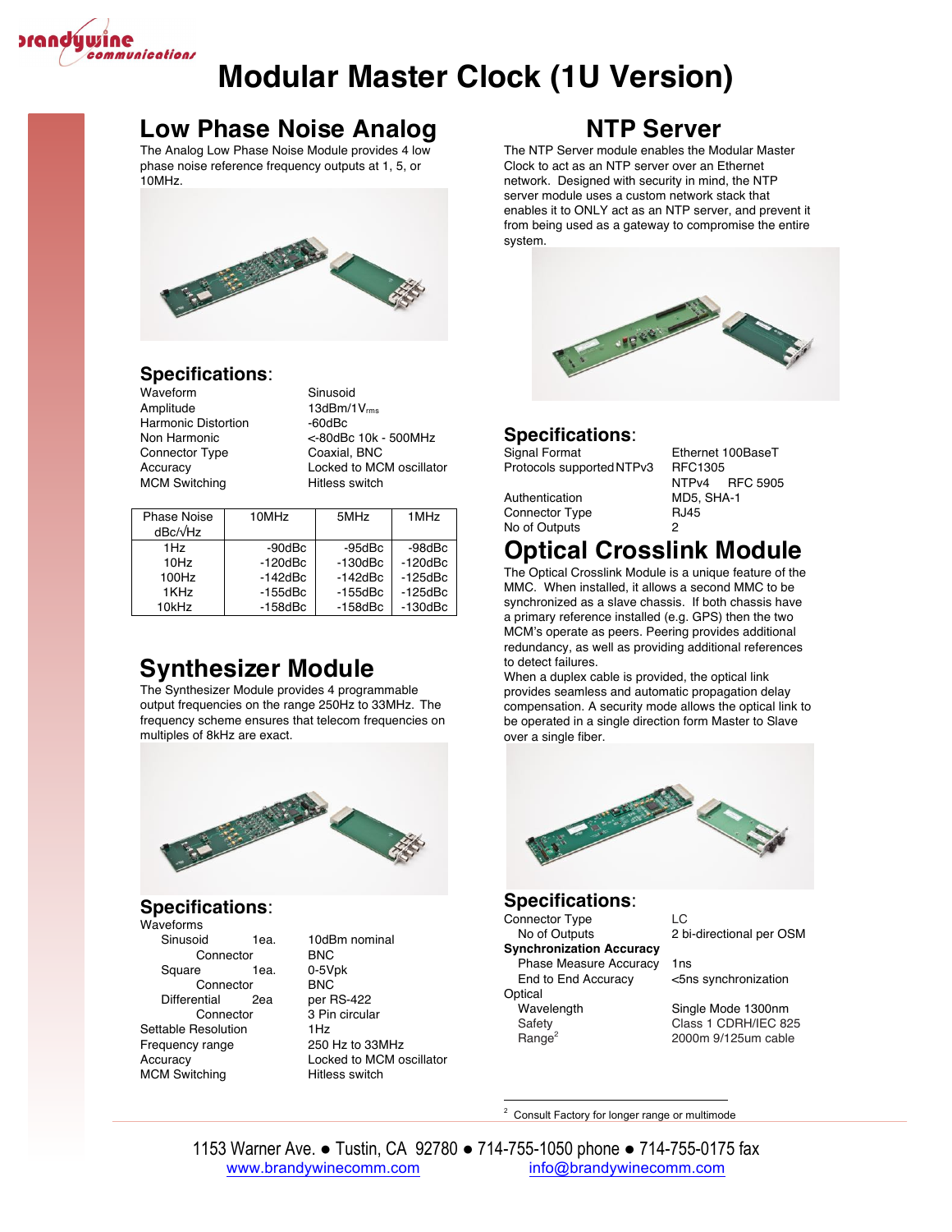# Modular Master Clock (1U Version)

## Low Phase Noise Analog

The Analog Low Phase Noise Module provides 4 low phase noise reference frequency outputs at 1, 5, or 10MHz.

### Specifications:

| | |
|---|---|
| Waveform | Sinusoid |
| Amplitude | 13dBm/1$V_{rms}$ |
| Harmonic Distortion | -60dBc |
| Non Harmonic | <-80dBc 10k - 500MHz |
| Connector Type | Coaxial, BNC |
| Accuracy | Locked to MCM oscillator |
| MCM Switching | Hitless switch |

| Phase Noise dBc/√Hz | 10MHz | 5MHz | 1MHz |
|---|---|---|---|
| 1Hz | -90dBc | -95dBc | -98dBc |
| 10Hz | -120dBc | -130dBc | -120dBc |
| 100Hz | -142dBc | -142dBc | -125dBc |
| 1KHz | -155dBc | -155dBc | -125dBc |
| 10kHz | -158dBc | -158dBc | -130dBc |

## Synthesizer Module

The Synthesizer Module provides 4 programmable output frequencies on the range 250Hz to 33MHz. The frequency scheme ensures that telecom frequencies on multiples of 8kHz are exact.

### Specifications:

| | | |
|---|---|---|
| Waveforms | | |
| Sinusoid | 1ea. | 10dBm nominal |
| Connector | | BNC |
| Square | 1ea. | 0-5Vpk |
| Connector | | BNC |
| Differential | 2ea | per RS-422 |
| Connector | | 3 Pin circular |
| Settable Resolution | | 1Hz |
| Frequency range | | 250 Hz to 33MHz |
| Accuracy | | Locked to MCM oscillator |
| MCM Switching | | Hitless switch |

## NTP Server

The NTP Server module enables the Modular Master Clock to act as an NTP server over an Ethernet network. Designed with security in mind, the NTP server module uses a custom network stack that enables it to ONLY act as an NTP server, and prevent it from being used as a gateway to compromise the entire system.

### Specifications:

| | |
|---|---|
| Signal Format | Ethernet 100BaseT |
| Protocols supported NTPv3 | RFC1305 |
| | NTPv4 RFC 5905 |
| Authentication | MD5, SHA-1 |
| Connector Type | RJ45 |
| No of Outputs | 2 |

## Optical Crosslink Module

The Optical Crosslink Module is a unique feature of the MMC. When installed, it allows a second MMC to be synchronized as a slave chassis. If both chassis have a primary reference installed (e.g. GPS) then the two MCM's operate as peers. Peering provides additional redundancy, as well as providing additional references to detect failures.

When a duplex cable is provided, the optical link provides seamless and automatic propagation delay compensation. A security mode allows the optical link to be operated in a single direction form Master to Slave over a single fiber.

### Specifications:

| | |
|---|---|
| Connector Type | LC |
| No of Outputs | 2 bi-directional per OSM |
| **Synchronization Accuracy** | |
| Phase Measure Accuracy | 1ns |
| End to End Accuracy | <5ns synchronization |
| Optical | |
| Wavelength | Single Mode 1300nm |
| Safety | Class 1 CDRH/IEC 825 |
| Range[2] | 2000m 9/125um cable |

[2] Consult Factory for longer range or multimode

1153 Warner Ave. ● Tustin, CA 92780 ● 714-755-1050 phone ● 714-755-0175 fax
www.brandywinecomm.com info@brandywinecomm.com